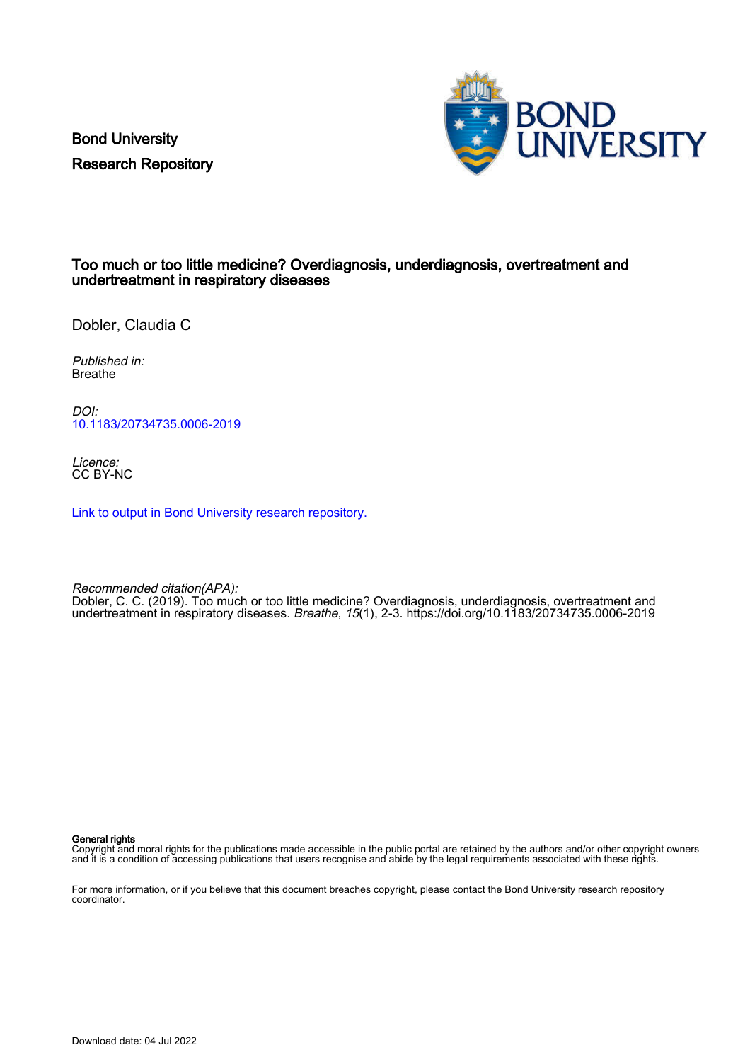Bond University
Research Repository

# Too much or too little medicine? Overdiagnosis, underdiagnosis, overtreatment and undertreatment in respiratory diseases

Dobler, Claudia C

*Published in:*
Breathe

*DOI:*
10.1183/20734735.0006-2019

*Licence:*
CC BY-NC

Link to output in Bond University research repository.

*Recommended citation(APA):*
Dobler, C. C. (2019). Too much or too little medicine? Overdiagnosis, underdiagnosis, overtreatment and undertreatment in respiratory diseases. *Breathe*, *15*(1), 2-3. https://doi.org/10.1183/20734735.0006-2019

**General rights**
Copyright and moral rights for the publications made accessible in the public portal are retained by the authors and/or other copyright owners and it is a condition of accessing publications that users recognise and abide by the legal requirements associated with these rights.

For more information, or if you believe that this document breaches copyright, please contact the Bond University research repository coordinator.

Download date: 04 Jul 2022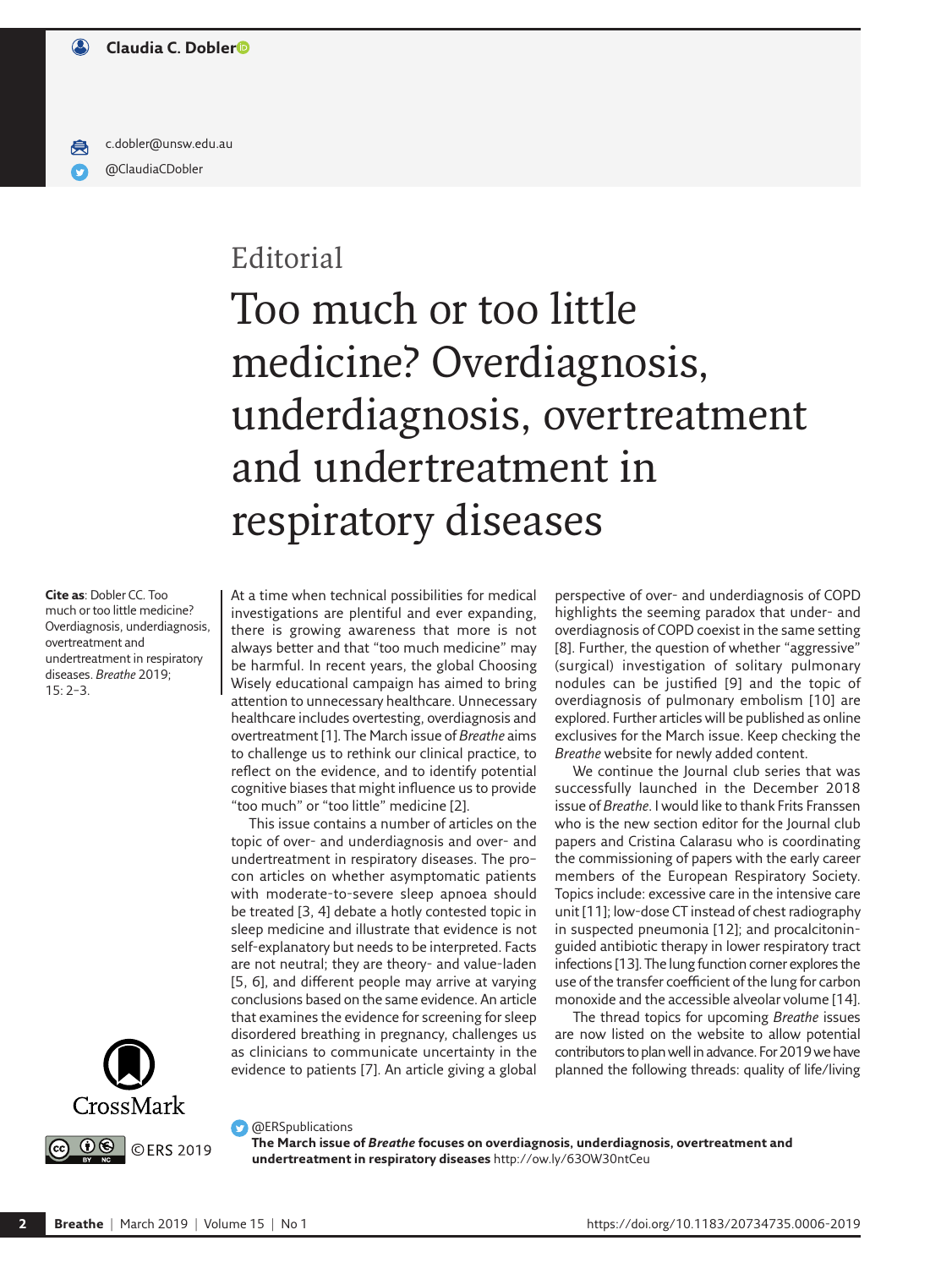Claudia C. Dobler

c.dobler@unsw.edu.au

@ClaudiaCDobler

Editorial

# Too much or too little medicine? Overdiagnosis, underdiagnosis, overtreatment and undertreatment in respiratory diseases

**Cite as**: Dobler CC. Too much or too little medicine? Overdiagnosis, underdiagnosis, overtreatment and undertreatment in respiratory diseases. *Breathe* 2019; 15: 2–3.

At a time when technical possibilities for medical investigations are plentiful and ever expanding, there is growing awareness that more is not always better and that "too much medicine" may be harmful. In recent years, the global Choosing Wisely educational campaign has aimed to bring attention to unnecessary healthcare. Unnecessary healthcare includes overtesting, overdiagnosis and overtreatment [1]. The March issue of *Breathe* aims to challenge us to rethink our clinical practice, to reflect on the evidence, and to identify potential cognitive biases that might influence us to provide "too much" or "too little" medicine [2].

This issue contains a number of articles on the topic of over- and underdiagnosis and over- and undertreatment in respiratory diseases. The pro–con articles on whether asymptomatic patients with moderate-to-severe sleep apnoea should be treated [3, 4] debate a hotly contested topic in sleep medicine and illustrate that evidence is not self-explanatory but needs to be interpreted. Facts are not neutral; they are theory- and value-laden [5, 6], and different people may arrive at varying conclusions based on the same evidence. An article that examines the evidence for screening for sleep disordered breathing in pregnancy, challenges us as clinicians to communicate uncertainty in the evidence to patients [7]. An article giving a global perspective of over- and underdiagnosis of COPD highlights the seeming paradox that under- and overdiagnosis of COPD coexist in the same setting [8]. Further, the question of whether "aggressive" (surgical) investigation of solitary pulmonary nodules can be justified [9] and the topic of overdiagnosis of pulmonary embolism [10] are explored. Further articles will be published as online exclusives for the March issue. Keep checking the *Breathe* website for newly added content.

We continue the Journal club series that was successfully launched in the December 2018 issue of *Breathe*. I would like to thank Frits Franssen who is the new section editor for the Journal club papers and Cristina Calarasu who is coordinating the commissioning of papers with the early career members of the European Respiratory Society. Topics include: excessive care in the intensive care unit [11]; low-dose CT instead of chest radiography in suspected pneumonia [12]; and procalcitonin-guided antibiotic therapy in lower respiratory tract infections [13]. The lung function corner explores the use of the transfer coefficient of the lung for carbon monoxide and the accessible alveolar volume [14].

The thread topics for upcoming *Breathe* issues are now listed on the website to allow potential contributors to plan well in advance. For 2019 we have planned the following threads: quality of life/living

©ERS 2019

@ERSpublications
**The March issue of *Breathe* focuses on overdiagnosis, underdiagnosis, overtreatment and undertreatment in respiratory diseases** http://ow.ly/63OW30ntCeu

https://doi.org/10.1183/20734735.0006-2019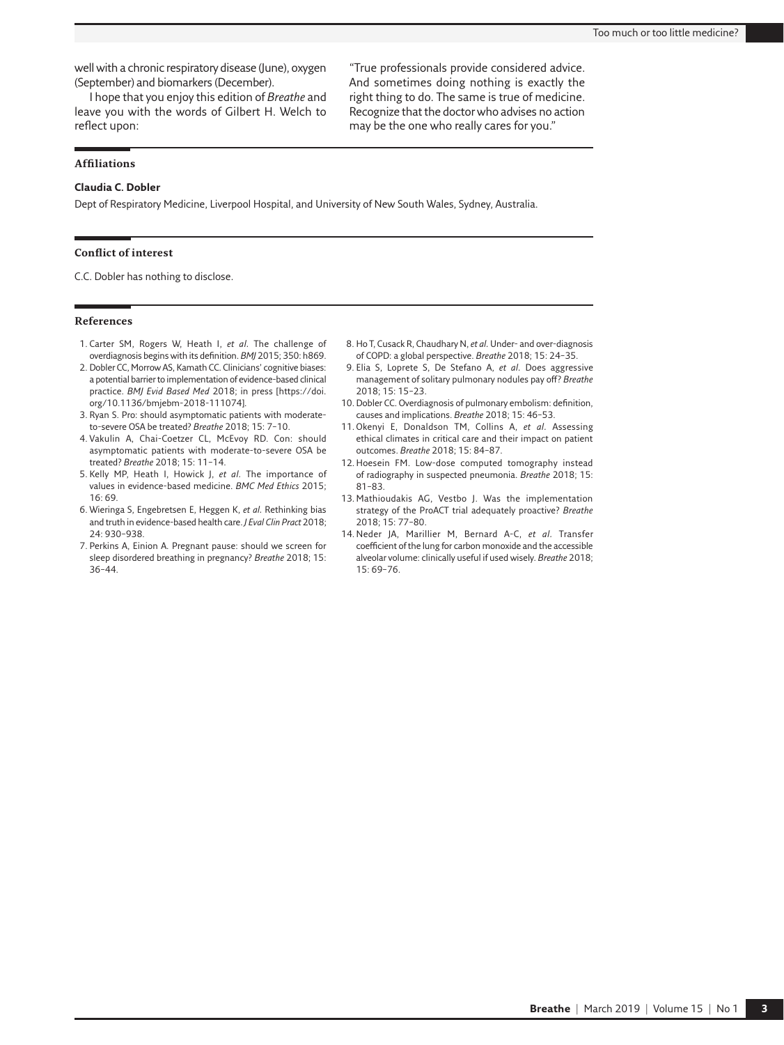well with a chronic respiratory disease (June), oxygen (September) and biomarkers (December).

I hope that you enjoy this edition of *Breathe* and leave you with the words of Gilbert H. Welch to reflect upon:

"True professionals provide considered advice. And sometimes doing nothing is exactly the right thing to do. The same is true of medicine. Recognize that the doctor who advises no action may be the one who really cares for you."

## Affiliations

**Claudia C. Dobler**

Dept of Respiratory Medicine, Liverpool Hospital, and University of New South Wales, Sydney, Australia.

## Conflict of interest

C.C. Dobler has nothing to disclose.

## References

1. Carter SM, Rogers W, Heath I, *et al*. The challenge of overdiagnosis begins with its definition. *BMJ* 2015; 350: h869.
2. Dobler CC, Morrow AS, Kamath CC. Clinicians' cognitive biases: a potential barrier to implementation of evidence-based clinical practice. *BMJ Evid Based Med* 2018; in press [https://doi.org/10.1136/bmjebm-2018-111074].
3. Ryan S. Pro: should asymptomatic patients with moderate-to-severe OSA be treated? *Breathe* 2018; 15: 7–10.
4. Vakulin A, Chai-Coetzer CL, McEvoy RD. Con: should asymptomatic patients with moderate-to-severe OSA be treated? *Breathe* 2018; 15: 11–14.
5. Kelly MP, Heath I, Howick J, *et al*. The importance of values in evidence-based medicine. *BMC Med Ethics* 2015; 16: 69.
6. Wieringa S, Engebretsen E, Heggen K, *et al*. Rethinking bias and truth in evidence-based health care. *J Eval Clin Pract* 2018; 24: 930–938.
7. Perkins A, Einion A. Pregnant pause: should we screen for sleep disordered breathing in pregnancy? *Breathe* 2018; 15: 36–44.
8. Ho T, Cusack R, Chaudhary N, *et al*. Under- and over-diagnosis of COPD: a global perspective. *Breathe* 2018; 15: 24–35.
9. Elia S, Loprete S, De Stefano A, *et al*. Does aggressive management of solitary pulmonary nodules pay off? *Breathe* 2018; 15: 15–23.
10. Dobler CC. Overdiagnosis of pulmonary embolism: definition, causes and implications. *Breathe* 2018; 15: 46–53.
11. Okenyi E, Donaldson TM, Collins A, *et al*. Assessing ethical climates in critical care and their impact on patient outcomes. *Breathe* 2018; 15: 84–87.
12. Hoesein FM. Low-dose computed tomography instead of radiography in suspected pneumonia. *Breathe* 2018; 15: 81–83.
13. Mathioudakis AG, Vestbo J. Was the implementation strategy of the ProACT trial adequately proactive? *Breathe* 2018; 15: 77–80.
14. Neder JA, Marillier M, Bernard A-C, *et al*. Transfer coefficient of the lung for carbon monoxide and the accessible alveolar volume: clinically useful if used wisely. *Breathe* 2018; 15: 69–76.